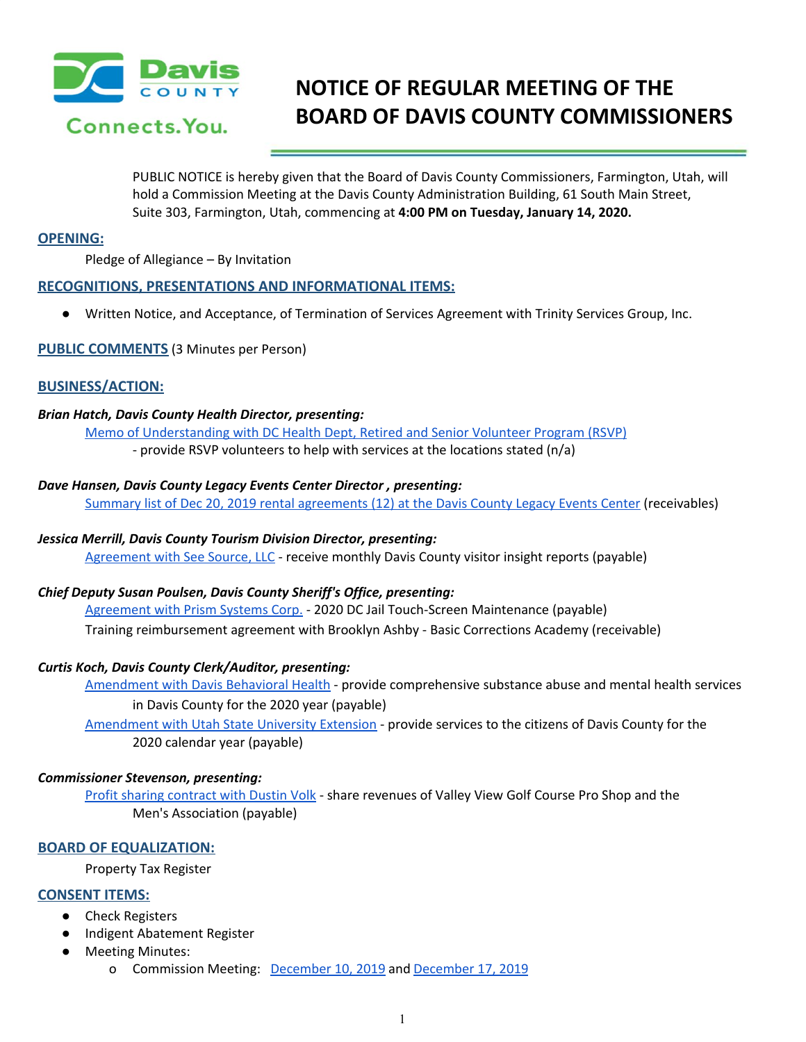# NOTICE OF REGULAR MEETING OF THE BOARD OF DAVIS COUNTY COMMISSIONERS

PUBLIC NOTICE is hereby given that the Board of Davis County Commissioners, Farmington, Utah, will hold a Commission Meeting at the Davis County Administration Building, 61 South Main Street, Suite 303, Farmington, Utah, commencing at **4:00 PM on Tuesday, January 14, 2020.**

## OPENING:

Pledge of Allegiance – By Invitation

## RECOGNITIONS, PRESENTATIONS AND INFORMATIONAL ITEMS:

- Written Notice, and Acceptance, of Termination of Services Agreement with Trinity Services Group, Inc.

## PUBLIC COMMENTS (3 Minutes per Person)

## BUSINESS/ACTION:

***Brian Hatch, Davis County Health Director, presenting:***

Memo of Understanding with DC Health Dept, Retired and Senior Volunteer Program (RSVP) - provide RSVP volunteers to help with services at the locations stated (n/a)

***Dave Hansen, Davis County Legacy Events Center Director , presenting:***

Summary list of Dec 20, 2019 rental agreements (12) at the Davis County Legacy Events Center (receivables)

***Jessica Merrill, Davis County Tourism Division Director, presenting:***

Agreement with See Source, LLC - receive monthly Davis County visitor insight reports (payable)

***Chief Deputy Susan Poulsen, Davis County Sheriff's Office, presenting:***

Agreement with Prism Systems Corp. - 2020 DC Jail Touch-Screen Maintenance (payable)

Training reimbursement agreement with Brooklyn Ashby - Basic Corrections Academy (receivable)

***Curtis Koch, Davis County Clerk/Auditor, presenting:***

Amendment with Davis Behavioral Health - provide comprehensive substance abuse and mental health services in Davis County for the 2020 year (payable)

Amendment with Utah State University Extension - provide services to the citizens of Davis County for the 2020 calendar year (payable)

***Commissioner Stevenson, presenting:***

Profit sharing contract with Dustin Volk - share revenues of Valley View Golf Course Pro Shop and the Men's Association (payable)

## BOARD OF EQUALIZATION:

Property Tax Register

## CONSENT ITEMS:

- Check Registers
- Indigent Abatement Register
- Meeting Minutes:
  - Commission Meeting: December 10, 2019 and December 17, 2019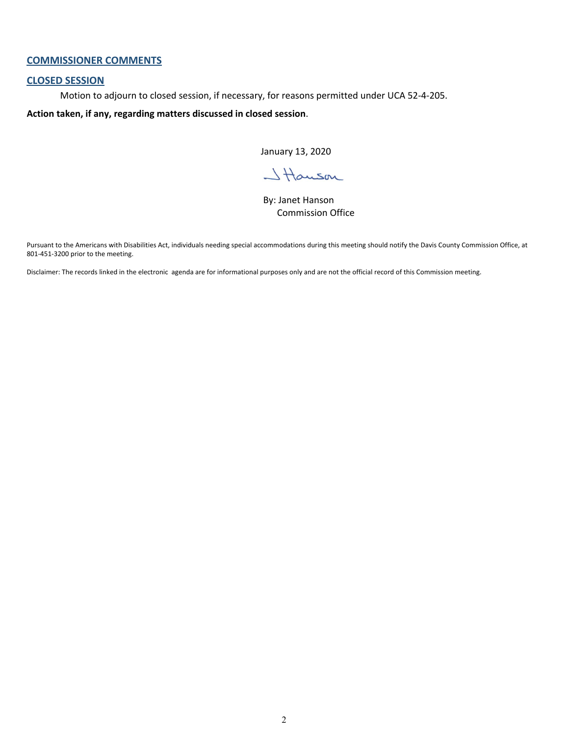## COMMISSIONER COMMENTS

## CLOSED SESSION

Motion to adjourn to closed session, if necessary, for reasons permitted under UCA 52-4-205.

**Action taken, if any, regarding matters discussed in closed session**.

January 13, 2020

J Hanson

By: Janet Hanson
Commission Office

Pursuant to the Americans with Disabilities Act, individuals needing special accommodations during this meeting should notify the Davis County Commission Office, at 801-451-3200 prior to the meeting.

Disclaimer: The records linked in the electronic agenda are for informational purposes only and are not the official record of this Commission meeting.